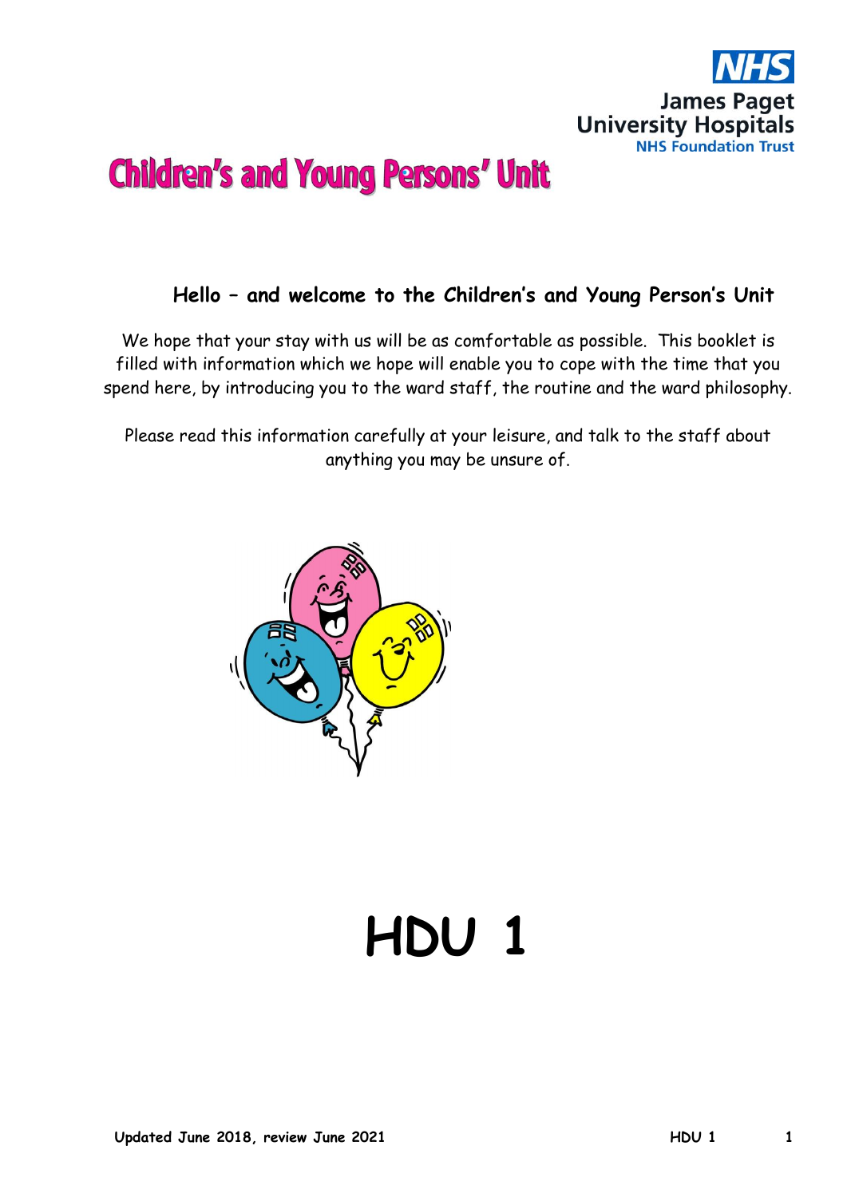NHS
James Paget University Hospitals
NHS Foundation Trust

# Children's and Young Persons' Unit

## Hello – and welcome to the Children's and Young Person's Unit

We hope that your stay with us will be as comfortable as possible. This booklet is filled with information which we hope will enable you to cope with the time that you spend here, by introducing you to the ward staff, the routine and the ward philosophy.

Please read this information carefully at your leisure, and talk to the staff about anything you may be unsure of.

# HDU 1

**Updated June 2018, review June 2021**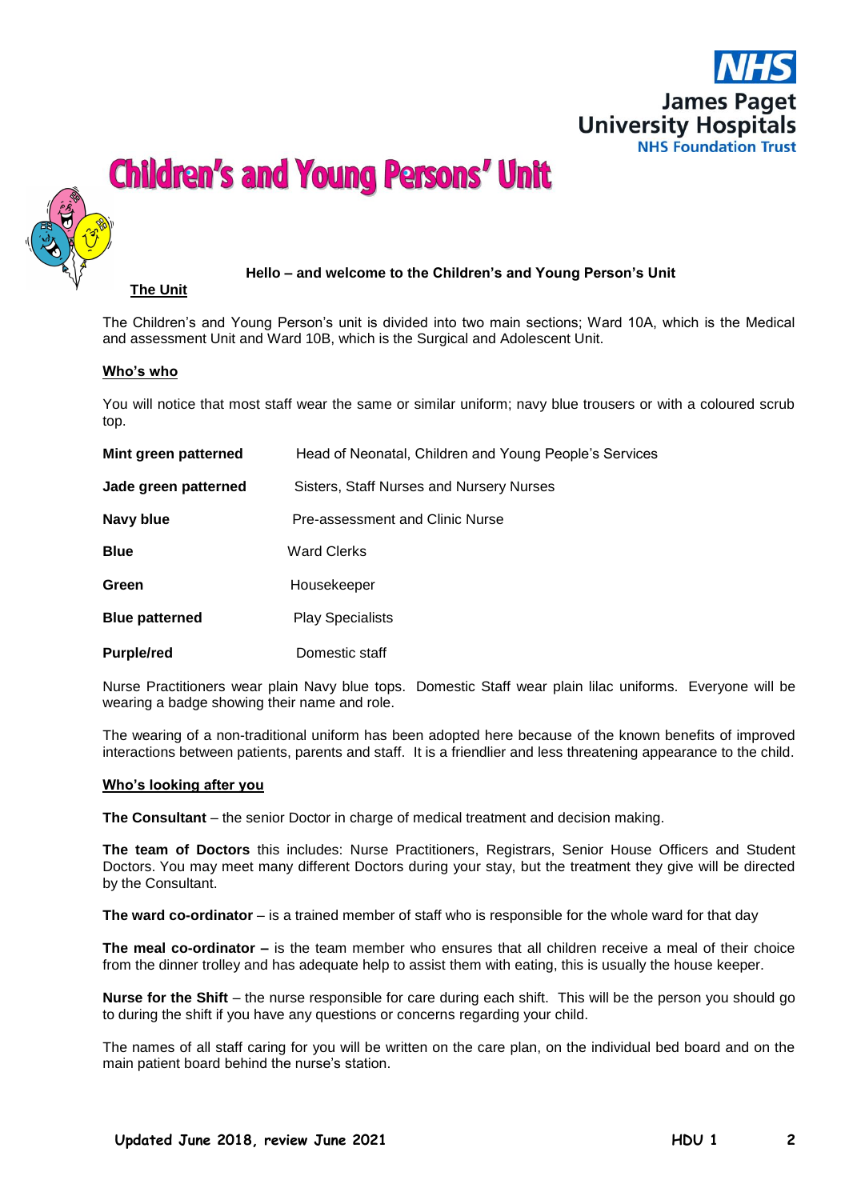# Children's and Young Persons' Unit

**Hello – and welcome to the Children's and Young Person's Unit**

## The Unit

The Children's and Young Person's unit is divided into two main sections; Ward 10A, which is the Medical and assessment Unit and Ward 10B, which is the Surgical and Adolescent Unit.

## Who's who

You will notice that most staff wear the same or similar uniform; navy blue trousers or with a coloured scrub top.

| | |
|---|---|
| **Mint green patterned** | Head of Neonatal, Children and Young People's Services |
| **Jade green patterned** | Sisters, Staff Nurses and Nursery Nurses |
| **Navy blue** | Pre-assessment and Clinic Nurse |
| **Blue** | Ward Clerks |
| **Green** | Housekeeper |
| **Blue patterned** | Play Specialists |
| **Purple/red** | Domestic staff |

Nurse Practitioners wear plain Navy blue tops. Domestic Staff wear plain lilac uniforms. Everyone will be wearing a badge showing their name and role.

The wearing of a non-traditional uniform has been adopted here because of the known benefits of improved interactions between patients, parents and staff. It is a friendlier and less threatening appearance to the child.

## Who's looking after you

**The Consultant** – the senior Doctor in charge of medical treatment and decision making.

**The team of Doctors** this includes: Nurse Practitioners, Registrars, Senior House Officers and Student Doctors. You may meet many different Doctors during your stay, but the treatment they give will be directed by the Consultant.

**The ward co-ordinator** – is a trained member of staff who is responsible for the whole ward for that day

**The meal co-ordinator –** is the team member who ensures that all children receive a meal of their choice from the dinner trolley and has adequate help to assist them with eating, this is usually the house keeper.

**Nurse for the Shift** – the nurse responsible for care during each shift. This will be the person you should go to during the shift if you have any questions or concerns regarding your child.

The names of all staff caring for you will be written on the care plan, on the individual bed board and on the main patient board behind the nurse's station.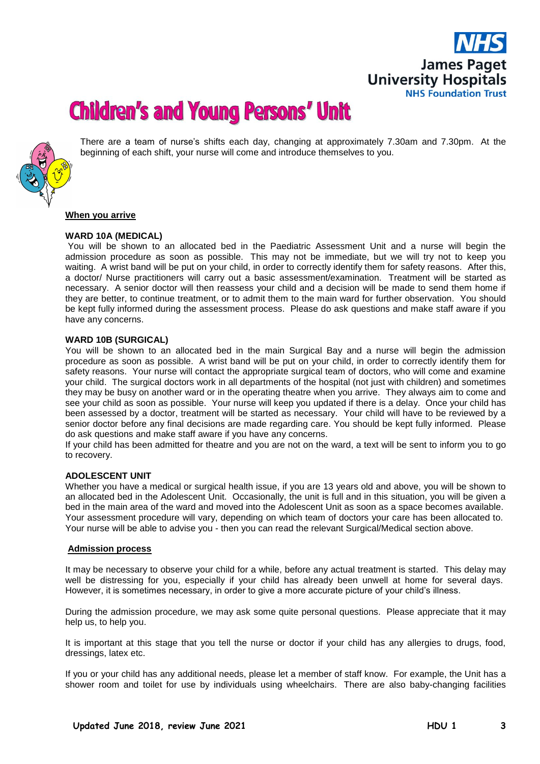# Children's and Young Persons' Unit

There are a team of nurse's shifts each day, changing at approximately 7.30am and 7.30pm. At the beginning of each shift, your nurse will come and introduce themselves to you.

## When you arrive

### WARD 10A (MEDICAL)

You will be shown to an allocated bed in the Paediatric Assessment Unit and a nurse will begin the admission procedure as soon as possible. This may not be immediate, but we will try not to keep you waiting. A wrist band will be put on your child, in order to correctly identify them for safety reasons. After this, a doctor/ Nurse practitioners will carry out a basic assessment/examination. Treatment will be started as necessary. A senior doctor will then reassess your child and a decision will be made to send them home if they are better, to continue treatment, or to admit them to the main ward for further observation. You should be kept fully informed during the assessment process. Please do ask questions and make staff aware if you have any concerns.

### WARD 10B (SURGICAL)

You will be shown to an allocated bed in the main Surgical Bay and a nurse will begin the admission procedure as soon as possible. A wrist band will be put on your child, in order to correctly identify them for safety reasons. Your nurse will contact the appropriate surgical team of doctors, who will come and examine your child. The surgical doctors work in all departments of the hospital (not just with children) and sometimes they may be busy on another ward or in the operating theatre when you arrive. They always aim to come and see your child as soon as possible. Your nurse will keep you updated if there is a delay. Once your child has been assessed by a doctor, treatment will be started as necessary. Your child will have to be reviewed by a senior doctor before any final decisions are made regarding care. You should be kept fully informed. Please do ask questions and make staff aware if you have any concerns.

If your child has been admitted for theatre and you are not on the ward, a text will be sent to inform you to go to recovery.

### ADOLESCENT UNIT

Whether you have a medical or surgical health issue, if you are 13 years old and above, you will be shown to an allocated bed in the Adolescent Unit. Occasionally, the unit is full and in this situation, you will be given a bed in the main area of the ward and moved into the Adolescent Unit as soon as a space becomes available. Your assessment procedure will vary, depending on which team of doctors your care has been allocated to. Your nurse will be able to advise you - then you can read the relevant Surgical/Medical section above.

## Admission process

It may be necessary to observe your child for a while, before any actual treatment is started. This delay may well be distressing for you, especially if your child has already been unwell at home for several days. However, it is sometimes necessary, in order to give a more accurate picture of your child's illness.

During the admission procedure, we may ask some quite personal questions. Please appreciate that it may help us, to help you.

It is important at this stage that you tell the nurse or doctor if your child has any allergies to drugs, food, dressings, latex etc.

If you or your child has any additional needs, please let a member of staff know. For example, the Unit has a shower room and toilet for use by individuals using wheelchairs. There are also baby-changing facilities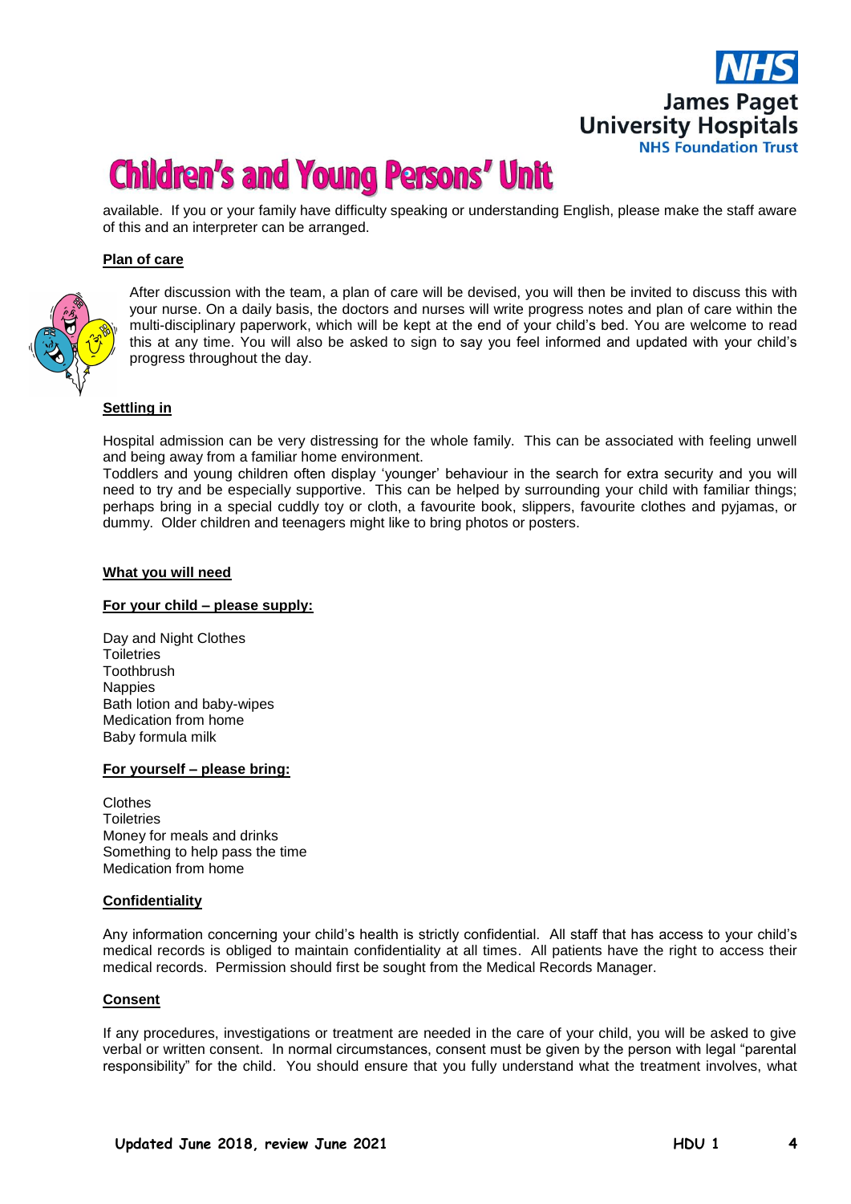available. If you or your family have difficulty speaking or understanding English, please make the staff aware of this and an interpreter can be arranged.

## Plan of care

After discussion with the team, a plan of care will be devised, you will then be invited to discuss this with your nurse. On a daily basis, the doctors and nurses will write progress notes and plan of care within the multi-disciplinary paperwork, which will be kept at the end of your child's bed. You are welcome to read this at any time. You will also be asked to sign to say you feel informed and updated with your child's progress throughout the day.

## Settling in

Hospital admission can be very distressing for the whole family. This can be associated with feeling unwell and being away from a familiar home environment.

Toddlers and young children often display 'younger' behaviour in the search for extra security and you will need to try and be especially supportive. This can be helped by surrounding your child with familiar things; perhaps bring in a special cuddly toy or cloth, a favourite book, slippers, favourite clothes and pyjamas, or dummy. Older children and teenagers might like to bring photos or posters.

## What you will need

### For your child – please supply:

- Day and Night Clothes
- Toiletries
- Toothbrush
- Nappies
- Bath lotion and baby-wipes
- Medication from home
- Baby formula milk

### For yourself – please bring:

- Clothes
- Toiletries
- Money for meals and drinks
- Something to help pass the time
- Medication from home

## Confidentiality

Any information concerning your child's health is strictly confidential. All staff that has access to your child's medical records is obliged to maintain confidentiality at all times. All patients have the right to access their medical records. Permission should first be sought from the Medical Records Manager.

## Consent

If any procedures, investigations or treatment are needed in the care of your child, you will be asked to give verbal or written consent. In normal circumstances, consent must be given by the person with legal "parental responsibility" for the child. You should ensure that you fully understand what the treatment involves, what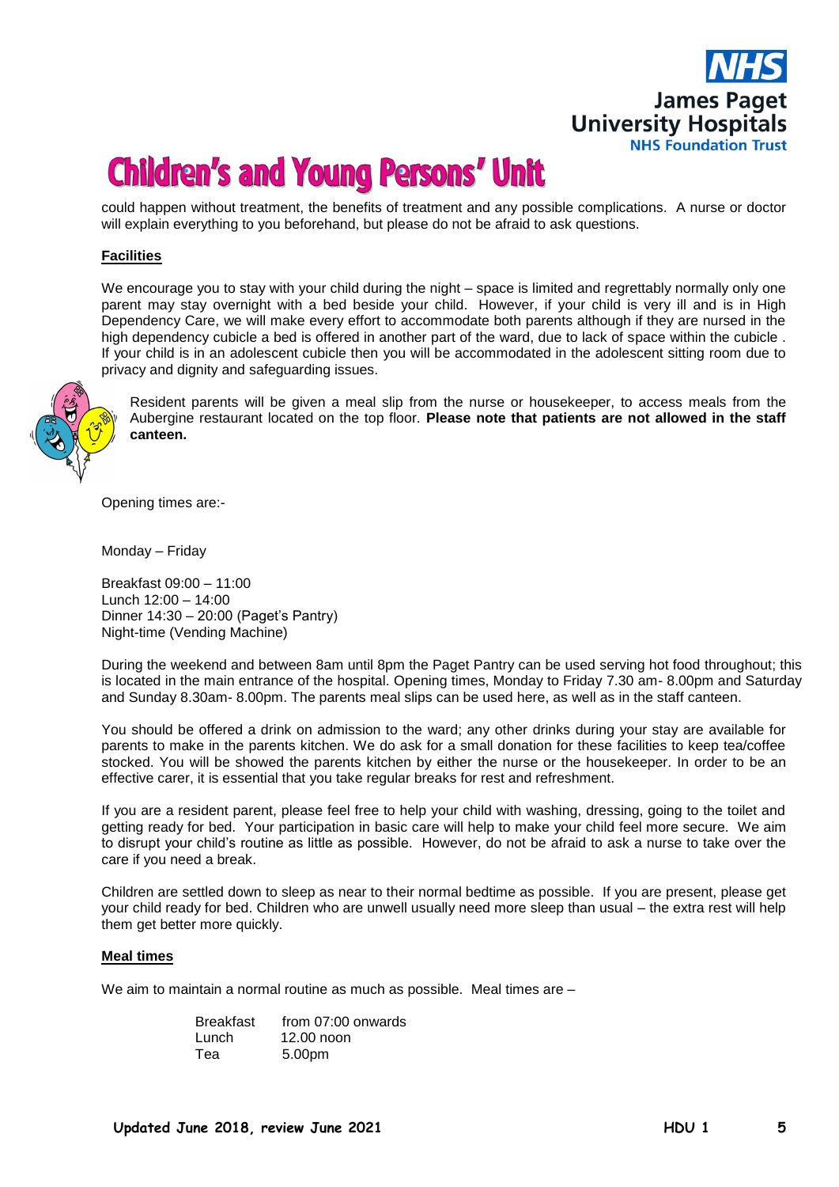could happen without treatment, the benefits of treatment and any possible complications. A nurse or doctor will explain everything to you beforehand, but please do not be afraid to ask questions.

## Facilities

We encourage you to stay with your child during the night – space is limited and regrettably normally only one parent may stay overnight with a bed beside your child. However, if your child is very ill and is in High Dependency Care, we will make every effort to accommodate both parents although if they are nursed in the high dependency cubicle a bed is offered in another part of the ward, due to lack of space within the cubicle . If your child is in an adolescent cubicle then you will be accommodated in the adolescent sitting room due to privacy and dignity and safeguarding issues.

Resident parents will be given a meal slip from the nurse or housekeeper, to access meals from the Aubergine restaurant located on the top floor. **Please note that patients are not allowed in the staff canteen.**

Opening times are:-

Monday – Friday

Breakfast 09:00 – 11:00
Lunch 12:00 – 14:00
Dinner 14:30 – 20:00 (Paget's Pantry)
Night-time (Vending Machine)

During the weekend and between 8am until 8pm the Paget Pantry can be used serving hot food throughout; this is located in the main entrance of the hospital. Opening times, Monday to Friday 7.30 am- 8.00pm and Saturday and Sunday 8.30am- 8.00pm. The parents meal slips can be used here, as well as in the staff canteen.

You should be offered a drink on admission to the ward; any other drinks during your stay are available for parents to make in the parents kitchen. We do ask for a small donation for these facilities to keep tea/coffee stocked. You will be showed the parents kitchen by either the nurse or the housekeeper. In order to be an effective carer, it is essential that you take regular breaks for rest and refreshment.

If you are a resident parent, please feel free to help your child with washing, dressing, going to the toilet and getting ready for bed. Your participation in basic care will help to make your child feel more secure. We aim to disrupt your child's routine as little as possible. However, do not be afraid to ask a nurse to take over the care if you need a break.

Children are settled down to sleep as near to their normal bedtime as possible. If you are present, please get your child ready for bed. Children who are unwell usually need more sleep than usual – the extra rest will help them get better more quickly.

## Meal times

We aim to maintain a normal routine as much as possible. Meal times are –

| | |
|---|---|
| Breakfast | from 07:00 onwards |
| Lunch | 12.00 noon |
| Tea | 5.00pm |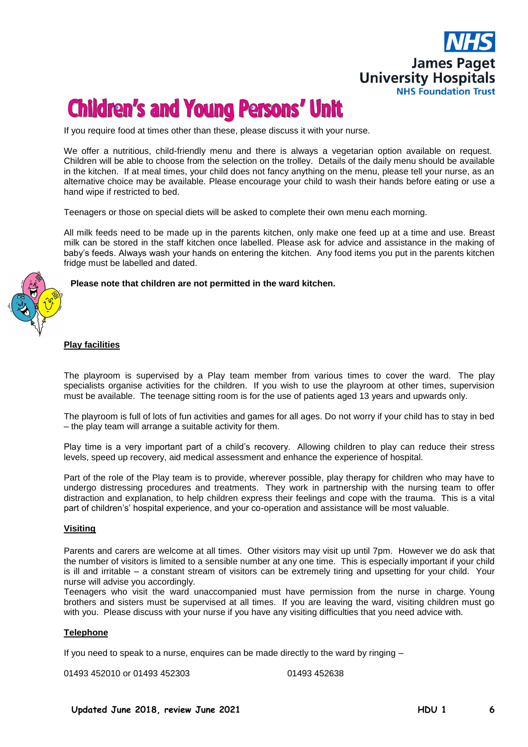If you require food at times other than these, please discuss it with your nurse.

We offer a nutritious, child-friendly menu and there is always a vegetarian option available on request. Children will be able to choose from the selection on the trolley. Details of the daily menu should be available in the kitchen. If at meal times, your child does not fancy anything on the menu, please tell your nurse, as an alternative choice may be available. Please encourage your child to wash their hands before eating or use a hand wipe if restricted to bed.

Teenagers or those on special diets will be asked to complete their own menu each morning.

All milk feeds need to be made up in the parents kitchen, only make one feed up at a time and use. Breast milk can be stored in the staff kitchen once labelled. Please ask for advice and assistance in the making of baby's feeds. Always wash your hands on entering the kitchen. Any food items you put in the parents kitchen fridge must be labelled and dated.

**Please note that children are not permitted in the ward kitchen.**

## Play facilities

The playroom is supervised by a Play team member from various times to cover the ward. The play specialists organise activities for the children. If you wish to use the playroom at other times, supervision must be available. The teenage sitting room is for the use of patients aged 13 years and upwards only.

The playroom is full of lots of fun activities and games for all ages. Do not worry if your child has to stay in bed – the play team will arrange a suitable activity for them.

Play time is a very important part of a child's recovery. Allowing children to play can reduce their stress levels, speed up recovery, aid medical assessment and enhance the experience of hospital.

Part of the role of the Play team is to provide, wherever possible, play therapy for children who may have to undergo distressing procedures and treatments. They work in partnership with the nursing team to offer distraction and explanation, to help children express their feelings and cope with the trauma. This is a vital part of children's' hospital experience, and your co-operation and assistance will be most valuable.

## Visiting

Parents and carers are welcome at all times. Other visitors may visit up until 7pm. However we do ask that the number of visitors is limited to a sensible number at any one time. This is especially important if your child is ill and irritable – a constant stream of visitors can be extremely tiring and upsetting for your child. Your nurse will advise you accordingly.
Teenagers who visit the ward unaccompanied must have permission from the nurse in charge. Young brothers and sisters must be supervised at all times. If you are leaving the ward, visiting children must go with you. Please discuss with your nurse if you have any visiting difficulties that you need advice with.

## Telephone

If you need to speak to a nurse, enquires can be made directly to the ward by ringing –

01493 452010 or 01493 452303 01493 452638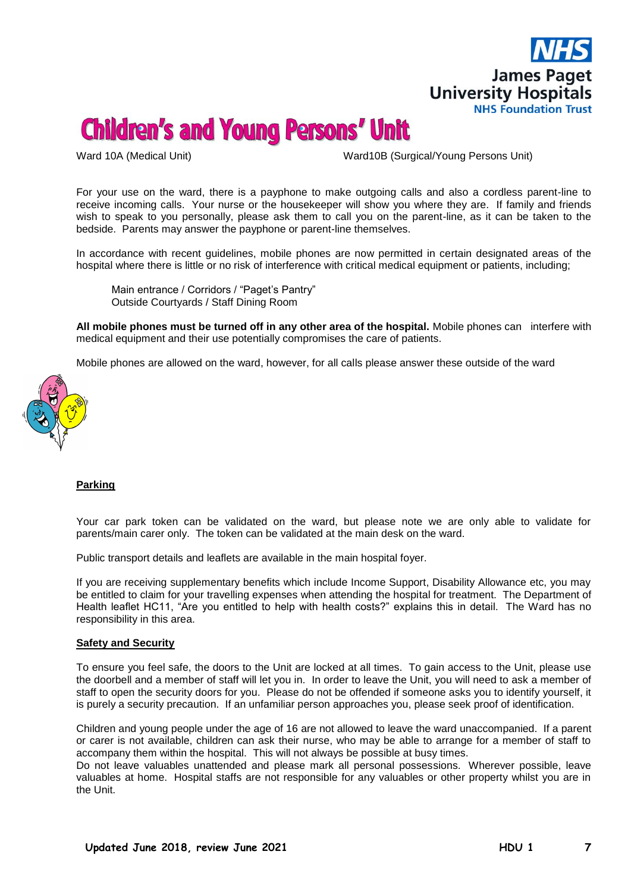# Children's and Young Persons' Unit

Ward 10A (Medical Unit)    Ward10B (Surgical/Young Persons Unit)

For your use on the ward, there is a payphone to make outgoing calls and also a cordless parent-line to receive incoming calls. Your nurse or the housekeeper will show you where they are. If family and friends wish to speak to you personally, please ask them to call you on the parent-line, as it can be taken to the bedside. Parents may answer the payphone or parent-line themselves.

In accordance with recent guidelines, mobile phones are now permitted in certain designated areas of the hospital where there is little or no risk of interference with critical medical equipment or patients, including;

Main entrance / Corridors / "Paget's Pantry"
Outside Courtyards / Staff Dining Room

**All mobile phones must be turned off in any other area of the hospital.** Mobile phones can interfere with medical equipment and their use potentially compromises the care of patients.

Mobile phones are allowed on the ward, however, for all calls please answer these outside of the ward

## Parking

Your car park token can be validated on the ward, but please note we are only able to validate for parents/main carer only. The token can be validated at the main desk on the ward.

Public transport details and leaflets are available in the main hospital foyer.

If you are receiving supplementary benefits which include Income Support, Disability Allowance etc, you may be entitled to claim for your travelling expenses when attending the hospital for treatment. The Department of Health leaflet HC11, "Are you entitled to help with health costs?" explains this in detail. The Ward has no responsibility in this area.

## Safety and Security

To ensure you feel safe, the doors to the Unit are locked at all times. To gain access to the Unit, please use the doorbell and a member of staff will let you in. In order to leave the Unit, you will need to ask a member of staff to open the security doors for you. Please do not be offended if someone asks you to identify yourself, it is purely a security precaution. If an unfamiliar person approaches you, please seek proof of identification.

Children and young people under the age of 16 are not allowed to leave the ward unaccompanied. If a parent or carer is not available, children can ask their nurse, who may be able to arrange for a member of staff to accompany them within the hospital. This will not always be possible at busy times.
Do not leave valuables unattended and please mark all personal possessions. Wherever possible, leave valuables at home. Hospital staffs are not responsible for any valuables or other property whilst you are in the Unit.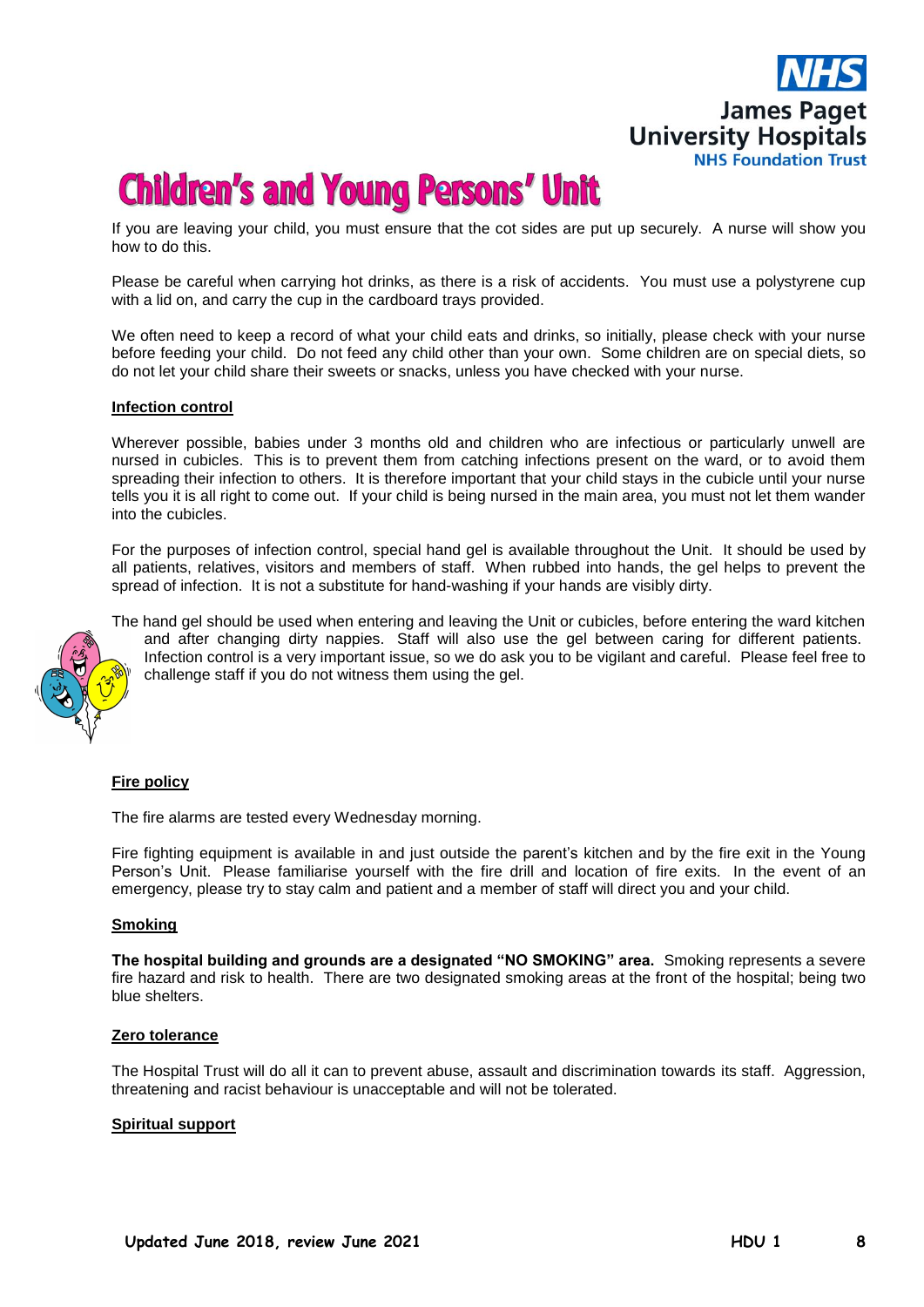# Children's and Young Persons' Unit

If you are leaving your child, you must ensure that the cot sides are put up securely. A nurse will show you how to do this.

Please be careful when carrying hot drinks, as there is a risk of accidents. You must use a polystyrene cup with a lid on, and carry the cup in the cardboard trays provided.

We often need to keep a record of what your child eats and drinks, so initially, please check with your nurse before feeding your child. Do not feed any child other than your own. Some children are on special diets, so do not let your child share their sweets or snacks, unless you have checked with your nurse.

## Infection control

Wherever possible, babies under 3 months old and children who are infectious or particularly unwell are nursed in cubicles. This is to prevent them from catching infections present on the ward, or to avoid them spreading their infection to others. It is therefore important that your child stays in the cubicle until your nurse tells you it is all right to come out. If your child is being nursed in the main area, you must not let them wander into the cubicles.

For the purposes of infection control, special hand gel is available throughout the Unit. It should be used by all patients, relatives, visitors and members of staff. When rubbed into hands, the gel helps to prevent the spread of infection. It is not a substitute for hand-washing if your hands are visibly dirty.

The hand gel should be used when entering and leaving the Unit or cubicles, before entering the ward kitchen and after changing dirty nappies. Staff will also use the gel between caring for different patients. Infection control is a very important issue, so we do ask you to be vigilant and careful. Please feel free to challenge staff if you do not witness them using the gel.

## Fire policy

The fire alarms are tested every Wednesday morning.

Fire fighting equipment is available in and just outside the parent's kitchen and by the fire exit in the Young Person's Unit. Please familiarise yourself with the fire drill and location of fire exits. In the event of an emergency, please try to stay calm and patient and a member of staff will direct you and your child.

## Smoking

**The hospital building and grounds are a designated "NO SMOKING" area.** Smoking represents a severe fire hazard and risk to health. There are two designated smoking areas at the front of the hospital; being two blue shelters.

## Zero tolerance

The Hospital Trust will do all it can to prevent abuse, assault and discrimination towards its staff. Aggression, threatening and racist behaviour is unacceptable and will not be tolerated.

## Spiritual support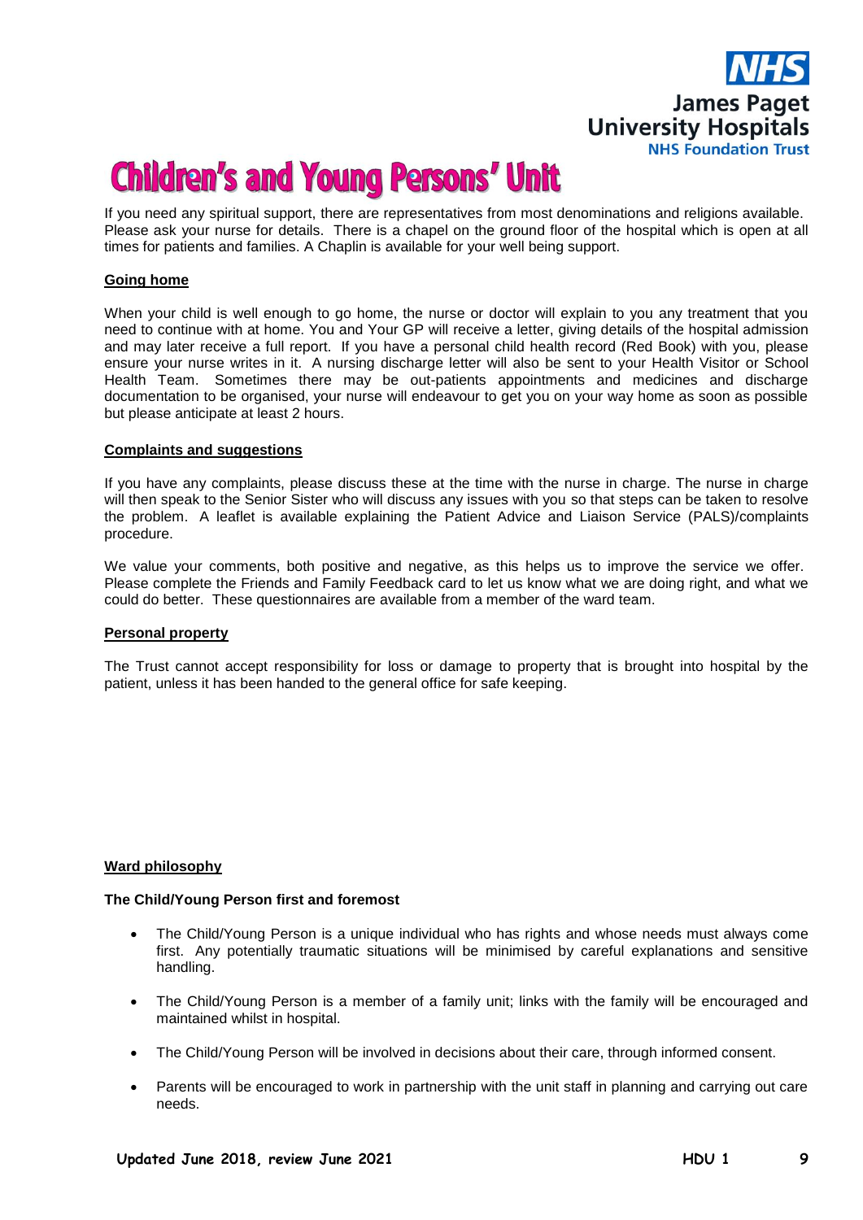# Children's and Young Persons' Unit

If you need any spiritual support, there are representatives from most denominations and religions available. Please ask your nurse for details. There is a chapel on the ground floor of the hospital which is open at all times for patients and families. A Chaplin is available for your well being support.

**Going home**

When your child is well enough to go home, the nurse or doctor will explain to you any treatment that you need to continue with at home. You and Your GP will receive a letter, giving details of the hospital admission and may later receive a full report. If you have a personal child health record (Red Book) with you, please ensure your nurse writes in it. A nursing discharge letter will also be sent to your Health Visitor or School Health Team. Sometimes there may be out-patients appointments and medicines and discharge documentation to be organised, your nurse will endeavour to get you on your way home as soon as possible but please anticipate at least 2 hours.

**Complaints and suggestions**

If you have any complaints, please discuss these at the time with the nurse in charge. The nurse in charge will then speak to the Senior Sister who will discuss any issues with you so that steps can be taken to resolve the problem. A leaflet is available explaining the Patient Advice and Liaison Service (PALS)/complaints procedure.

We value your comments, both positive and negative, as this helps us to improve the service we offer. Please complete the Friends and Family Feedback card to let us know what we are doing right, and what we could do better. These questionnaires are available from a member of the ward team.

**Personal property**

The Trust cannot accept responsibility for loss or damage to property that is brought into hospital by the patient, unless it has been handed to the general office for safe keeping.

**Ward philosophy**

**The Child/Young Person first and foremost**

- The Child/Young Person is a unique individual who has rights and whose needs must always come first. Any potentially traumatic situations will be minimised by careful explanations and sensitive handling.
- The Child/Young Person is a member of a family unit; links with the family will be encouraged and maintained whilst in hospital.
- The Child/Young Person will be involved in decisions about their care, through informed consent.
- Parents will be encouraged to work in partnership with the unit staff in planning and carrying out care needs.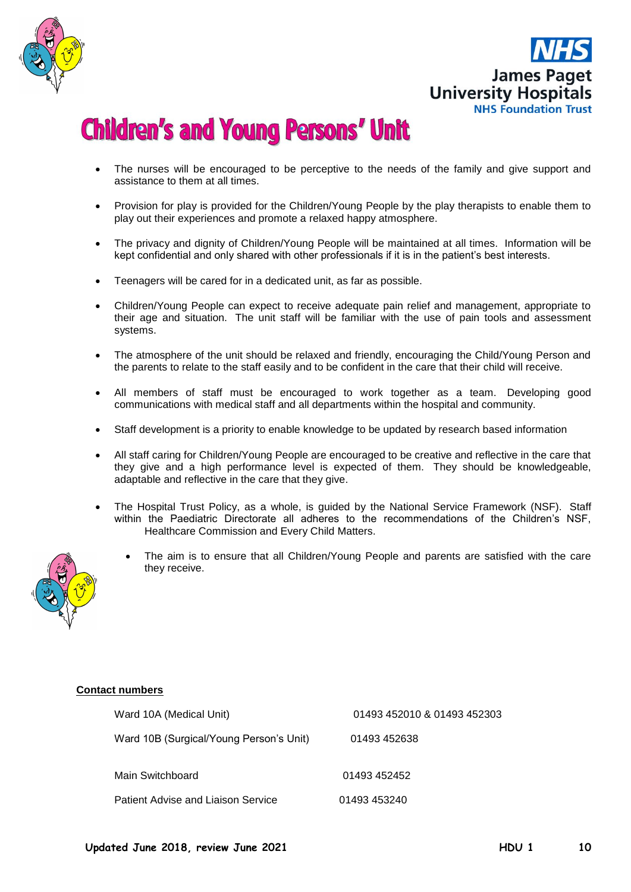# Children's and Young Persons' Unit

- The nurses will be encouraged to be perceptive to the needs of the family and give support and assistance to them at all times.
- Provision for play is provided for the Children/Young People by the play therapists to enable them to play out their experiences and promote a relaxed happy atmosphere.
- The privacy and dignity of Children/Young People will be maintained at all times. Information will be kept confidential and only shared with other professionals if it is in the patient's best interests.
- Teenagers will be cared for in a dedicated unit, as far as possible.
- Children/Young People can expect to receive adequate pain relief and management, appropriate to their age and situation. The unit staff will be familiar with the use of pain tools and assessment systems.
- The atmosphere of the unit should be relaxed and friendly, encouraging the Child/Young Person and the parents to relate to the staff easily and to be confident in the care that their child will receive.
- All members of staff must be encouraged to work together as a team. Developing good communications with medical staff and all departments within the hospital and community.
- Staff development is a priority to enable knowledge to be updated by research based information
- All staff caring for Children/Young People are encouraged to be creative and reflective in the care that they give and a high performance level is expected of them. They should be knowledgeable, adaptable and reflective in the care that they give.
- The Hospital Trust Policy, as a whole, is guided by the National Service Framework (NSF). Staff within the Paediatric Directorate all adheres to the recommendations of the Children's NSF, Healthcare Commission and Every Child Matters.
  - The aim is to ensure that all Children/Young People and parents are satisfied with the care they receive.

**Contact numbers**

| | |
|---|---|
| Ward 10A (Medical Unit) | 01493 452010 & 01493 452303 |
| Ward 10B (Surgical/Young Person's Unit) | 01493 452638 |
| Main Switchboard | 01493 452452 |
| Patient Advise and Liaison Service | 01493 453240 |

**Updated June 2018, review June 2021** **HDU 1**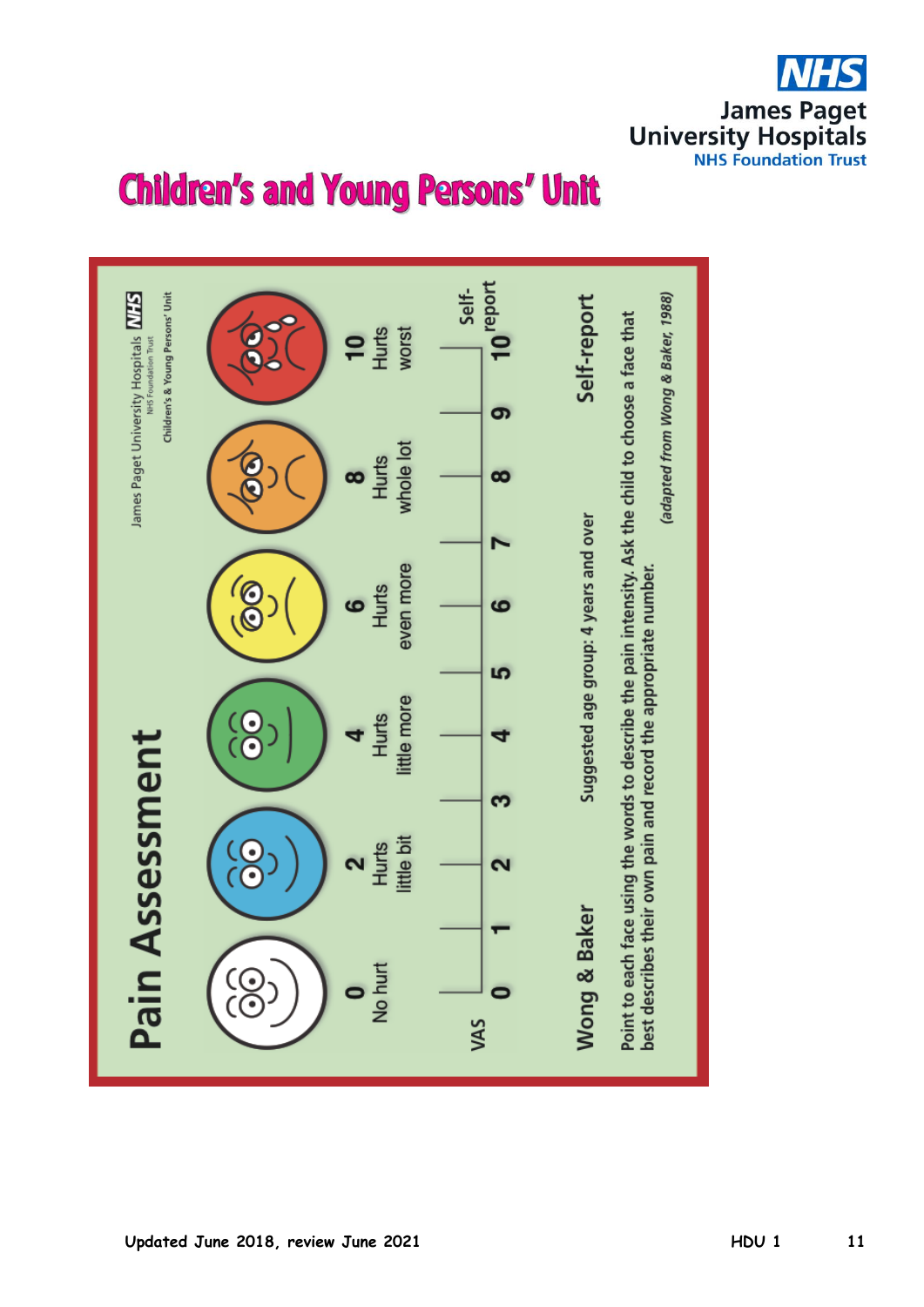# Children's and Young Persons' Unit

## Pain Assessment

James Paget University Hospitals NHS Foundation Trust
Children's & Young Persons' Unit

| 0 | 2 | 4 | 6 | 8 | 10 |
|---|---|---|---|---|---|
| No hurt | Hurts little bit | Hurts little more | Hurts even more | Hurts whole lot | Hurts worst |

VAS: 0 1 2 3 4 5 6 7 8 9 10 Self-report

**Wong & Baker** — Suggested age group: 4 years and over — **Self-report**

Point to each face using the words to describe the pain intensity. Ask the child to choose a face that best describes their own pain and record the appropriate number.

*(adapted from Wong & Baker, 1988)*

Updated June 2018, review June 2021 — HDU 1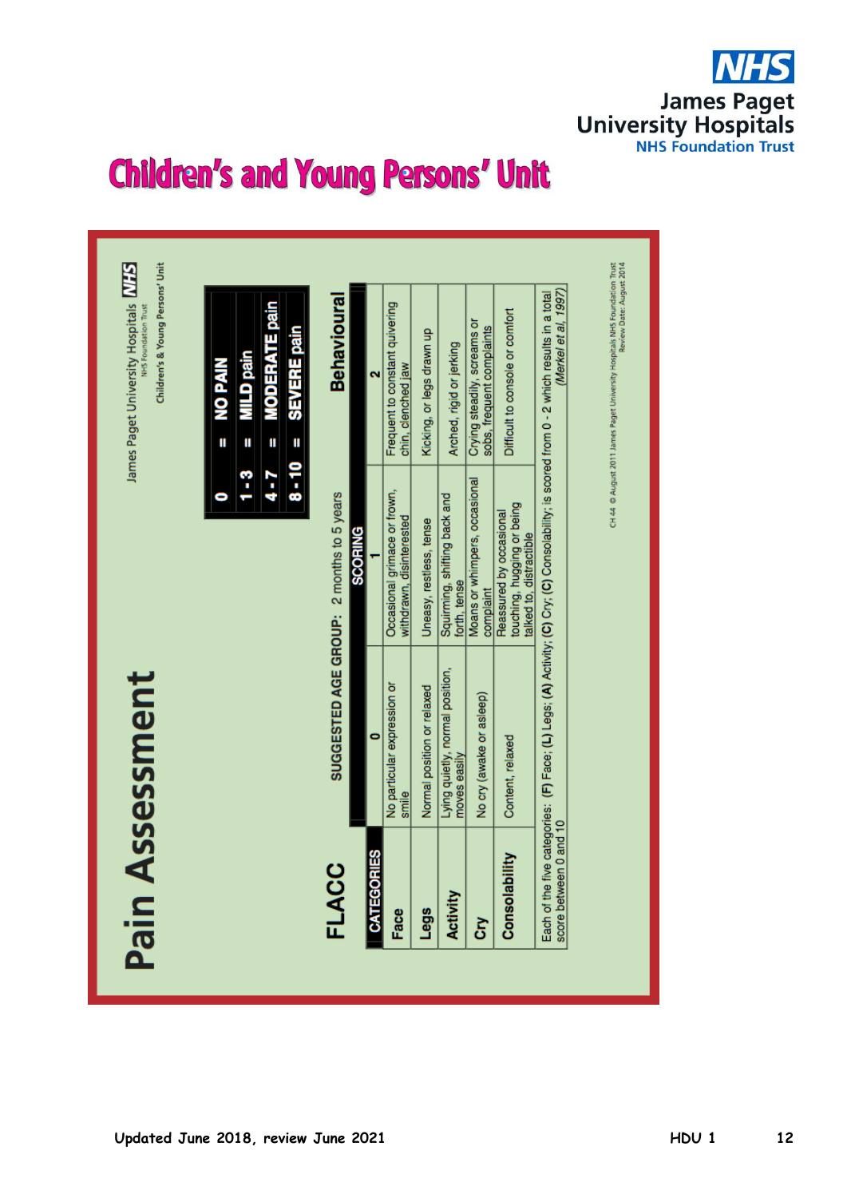# Children's and Young Persons' Unit

## Pain Assessment

James Paget University Hospitals NHS Foundation Trust
Children's & Young Persons' Unit

| Score | | Pain level |
|---|---|---|
| 0 | = | NO PAIN |
| 1 - 3 | = | MILD pain |
| 4 - 7 | = | MODERATE pain |
| 8 - 10 | = | SEVERE pain |

### FLACC

SUGGESTED AGE GROUP: 2 months to 5 years

**Behavioural**

| CATEGORIES | SCORING | | |
|---|---|---|---|
| | 0 | 1 | 2 |
| Face | No particular expression or smile | Occasional grimace or frown, withdrawn, disinterested | Frequent to constant quivering chin, clenched jaw |
| Legs | Normal position or relaxed | Uneasy, restless, tense | Kicking, or legs drawn up |
| Activity | Lying quietly, normal position, moves easily | Squirming, shifting back and forth, tense | Arched, rigid or jerking |
| Cry | No cry (awake or asleep) | Moans or whimpers, occasional complaint | Crying steadily, screams or sobs, frequent complaints |
| Consolability | Content, relaxed | Reassured by occasional touching, hugging or being talked to, distractible | Difficult to console or comfort |

Each of the five categories: **(F)** Face; **(L)** Legs; **(A)** Activity; **(C)** Cry; **(C)** Consolability; is scored from 0 - 2 which results in a total score between 0 and 10 *(Merkel et al, 1997)*

CH 44 © August 2011 James Paget University Hospitals NHS Foundation Trust
Review Date: August 2014

Updated June 2018, review June 2021 HDU 1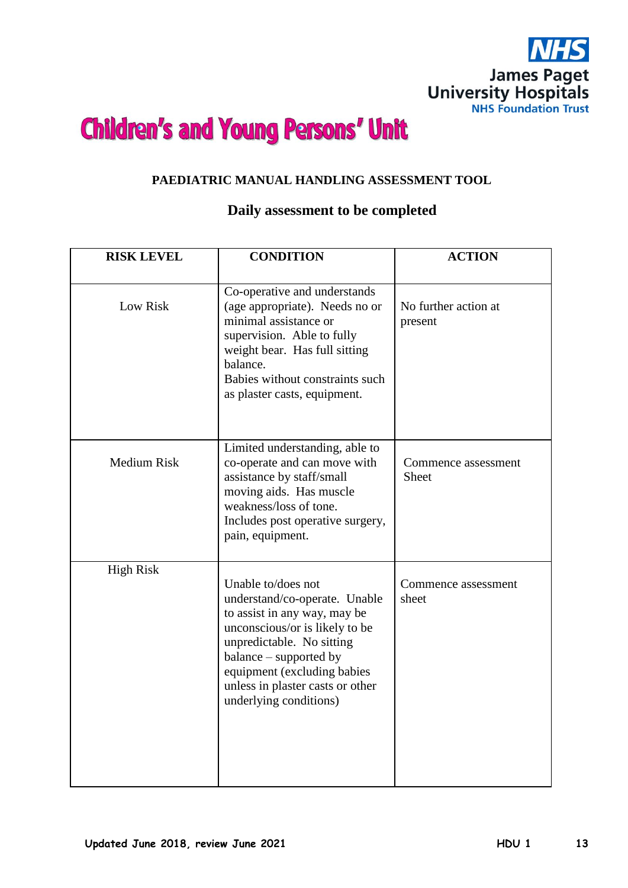## Children's and Young Persons' Unit

### PAEDIATRIC MANUAL HANDLING ASSESSMENT TOOL

**Daily assessment to be completed**

| RISK LEVEL | CONDITION | ACTION |
|---|---|---|
| Low Risk | Co-operative and understands (age appropriate). Needs no or minimal assistance or supervision. Able to fully weight bear. Has full sitting balance.<br>Babies without constraints such as plaster casts, equipment. | No further action at present |
| Medium Risk | Limited understanding, able to co-operate and can move with assistance by staff/small moving aids. Has muscle weakness/loss of tone.<br>Includes post operative surgery, pain, equipment. | Commence assessment Sheet |
| High Risk | Unable to/does not understand/co-operate. Unable to assist in any way, may be unconscious/or is likely to be unpredictable. No sitting balance – supported by equipment (excluding babies unless in plaster casts or other underlying conditions) | Commence assessment sheet |

Updated June 2018, review June 2021 HDU 1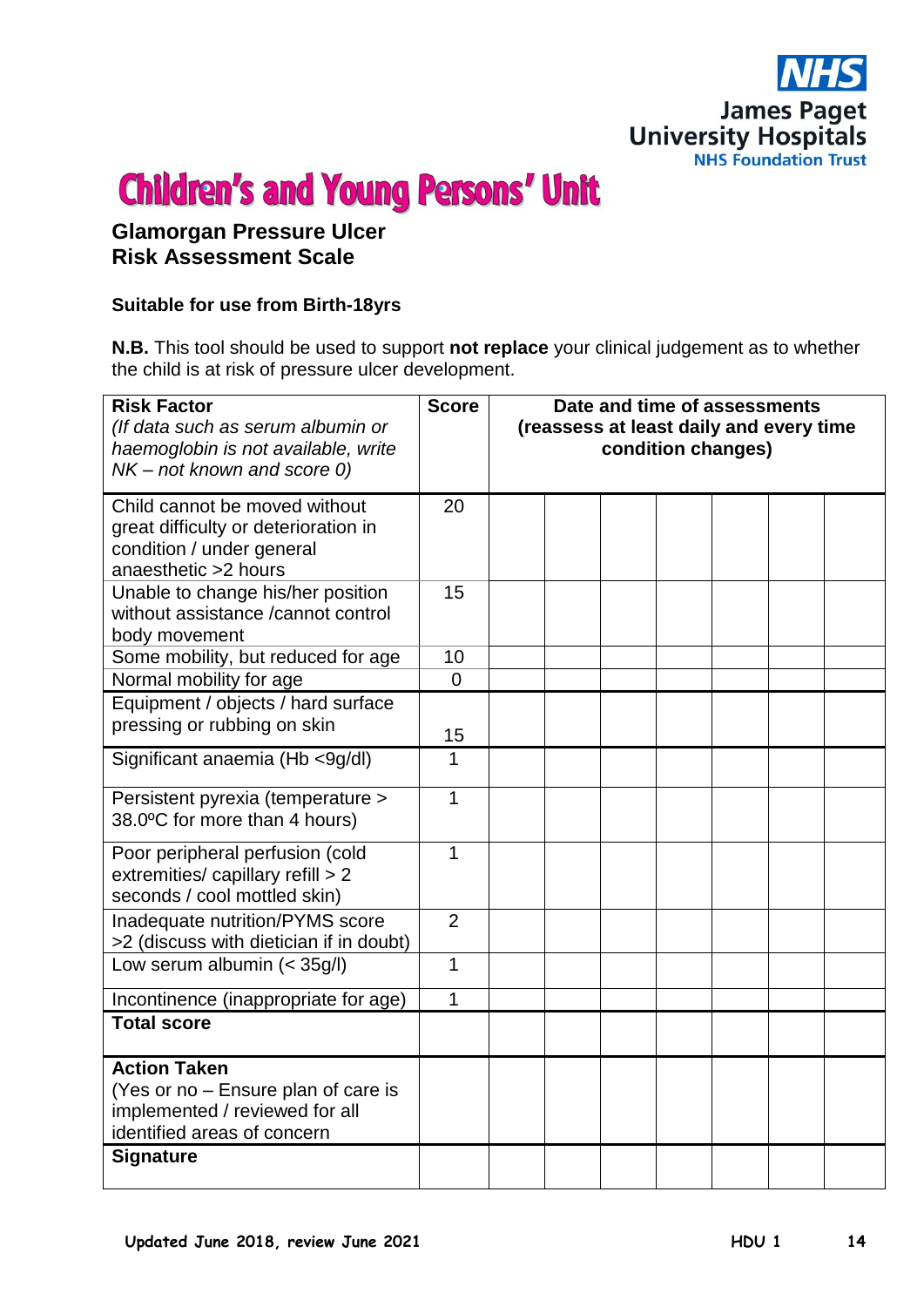# Children's and Young Persons' Unit

## Glamorgan Pressure Ulcer Risk Assessment Scale

**Suitable for use from Birth-18yrs**

**N.B.** This tool should be used to support **not replace** your clinical judgement as to whether the child is at risk of pressure ulcer development.

| **Risk Factor** *(If data such as serum albumin or haemoglobin is not available, write NK – not known and score 0)* | **Score** | **Date and time of assessments (reassess at least daily and every time condition changes)** | | | | | | | |
|---|---|---|---|---|---|---|---|---|---|
| Child cannot be moved without great difficulty or deterioration in condition / under general anaesthetic >2 hours | 20 | | | | | | | |
| Unable to change his/her position without assistance /cannot control body movement | 15 | | | | | | | |
| Some mobility, but reduced for age | 10 | | | | | | | |
| Normal mobility for age | 0 | | | | | | | |
| Equipment / objects / hard surface pressing or rubbing on skin | 15 | | | | | | | |
| Significant anaemia (Hb <9g/dl) | 1 | | | | | | | |
| Persistent pyrexia (temperature > 38.0ºC for more than 4 hours) | 1 | | | | | | | |
| Poor peripheral perfusion (cold extremities/ capillary refill > 2 seconds / cool mottled skin) | 1 | | | | | | | |
| Inadequate nutrition/PYMS score >2 (discuss with dietician if in doubt) | 2 | | | | | | | |
| Low serum albumin (< 35g/l) | 1 | | | | | | | |
| Incontinence (inappropriate for age) | 1 | | | | | | | |
| **Total score** | | | | | | | | |
| **Action Taken** (Yes or no – Ensure plan of care is implemented / reviewed for all identified areas of concern | | | | | | | | |
| **Signature** | | | | | | | | |

Updated June 2018, review June 2021 HDU 1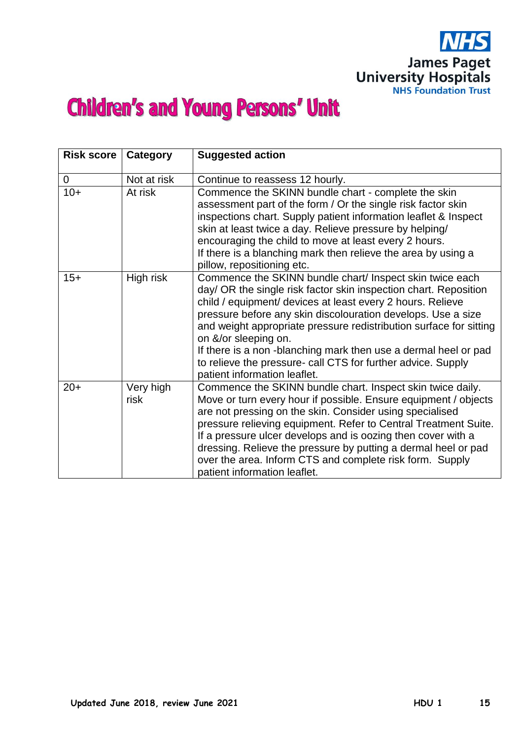# Children's and Young Persons' Unit

| Risk score | Category | Suggested action |
|---|---|---|
| 0 | Not at risk | Continue to reassess 12 hourly. |
| 10+ | At risk | Commence the SKINN bundle chart - complete the skin assessment part of the form / Or the single risk factor skin inspections chart. Supply patient information leaflet & Inspect skin at least twice a day. Relieve pressure by helping/ encouraging the child to move at least every 2 hours. If there is a blanching mark then relieve the area by using a pillow, repositioning etc. |
| 15+ | High risk | Commence the SKINN bundle chart/ Inspect skin twice each day/ OR the single risk factor skin inspection chart. Reposition child / equipment/ devices at least every 2 hours. Relieve pressure before any skin discolouration develops. Use a size and weight appropriate pressure redistribution surface for sitting on &/or sleeping on. If there is a non -blanching mark then use a dermal heel or pad to relieve the pressure- call CTS for further advice. Supply patient information leaflet. |
| 20+ | Very high risk | Commence the SKINN bundle chart. Inspect skin twice daily. Move or turn every hour if possible. Ensure equipment / objects are not pressing on the skin. Consider using specialised pressure relieving equipment. Refer to Central Treatment Suite. If a pressure ulcer develops and is oozing then cover with a dressing. Relieve the pressure by putting a dermal heel or pad over the area. Inform CTS and complete risk form. Supply patient information leaflet. |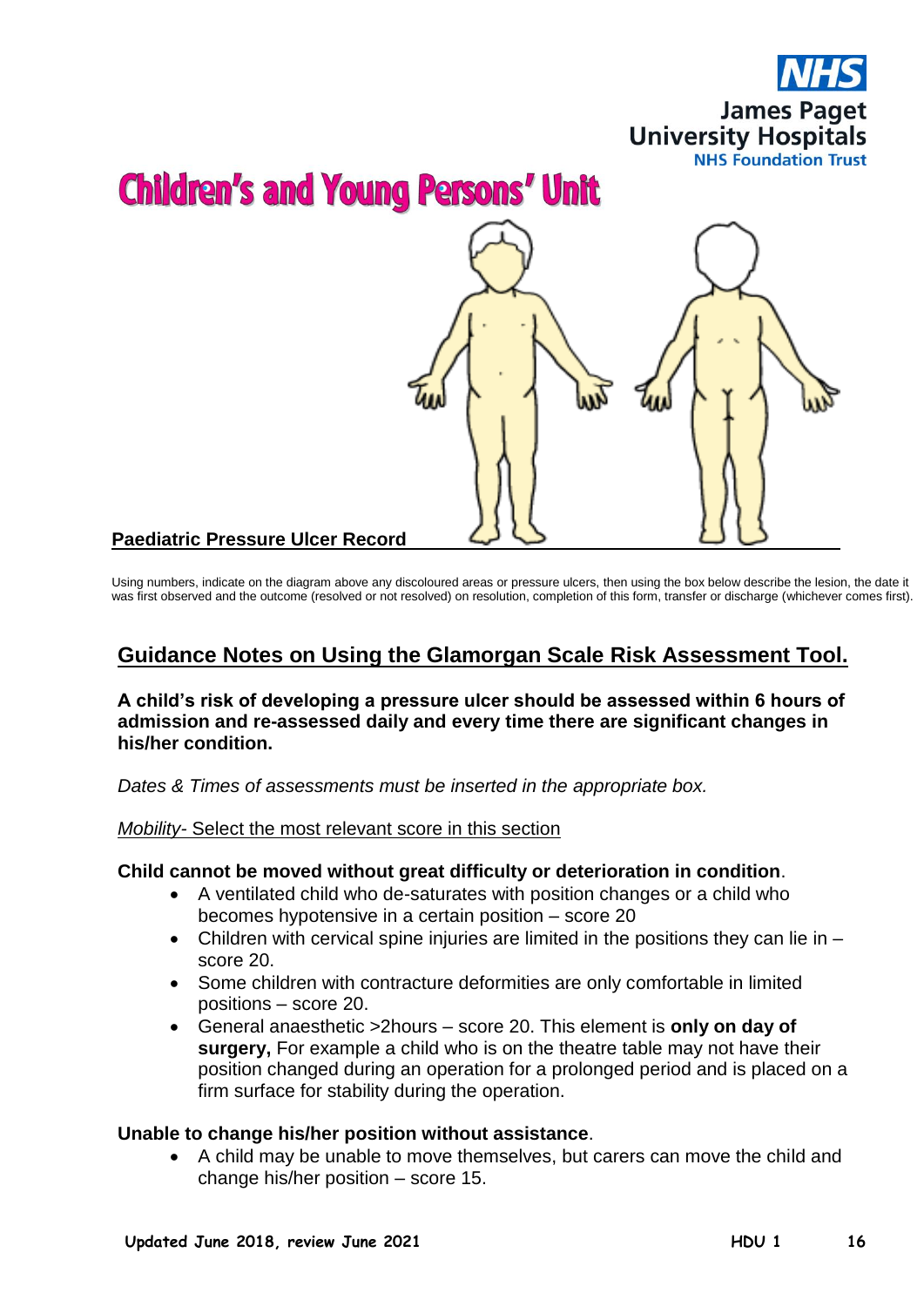# Children's and Young Persons' Unit

**Paediatric Pressure Ulcer Record**

Using numbers, indicate on the diagram above any discoloured areas or pressure ulcers, then using the box below describe the lesion, the date it was first observed and the outcome (resolved or not resolved) on resolution, completion of this form, transfer or discharge (whichever comes first).

## Guidance Notes on Using the Glamorgan Scale Risk Assessment Tool.

**A child's risk of developing a pressure ulcer should be assessed within 6 hours of admission and re-assessed daily and every time there are significant changes in his/her condition.**

*Dates & Times of assessments must be inserted in the appropriate box.*

*Mobility*- Select the most relevant score in this section

**Child cannot be moved without great difficulty or deterioration in condition**.

- A ventilated child who de-saturates with position changes or a child who becomes hypotensive in a certain position – score 20
- Children with cervical spine injuries are limited in the positions they can lie in – score 20.
- Some children with contracture deformities are only comfortable in limited positions – score 20.
- General anaesthetic >2hours – score 20. This element is **only on day of surgery,** For example a child who is on the theatre table may not have their position changed during an operation for a prolonged period and is placed on a firm surface for stability during the operation.

**Unable to change his/her position without assistance**.

- A child may be unable to move themselves, but carers can move the child and change his/her position – score 15.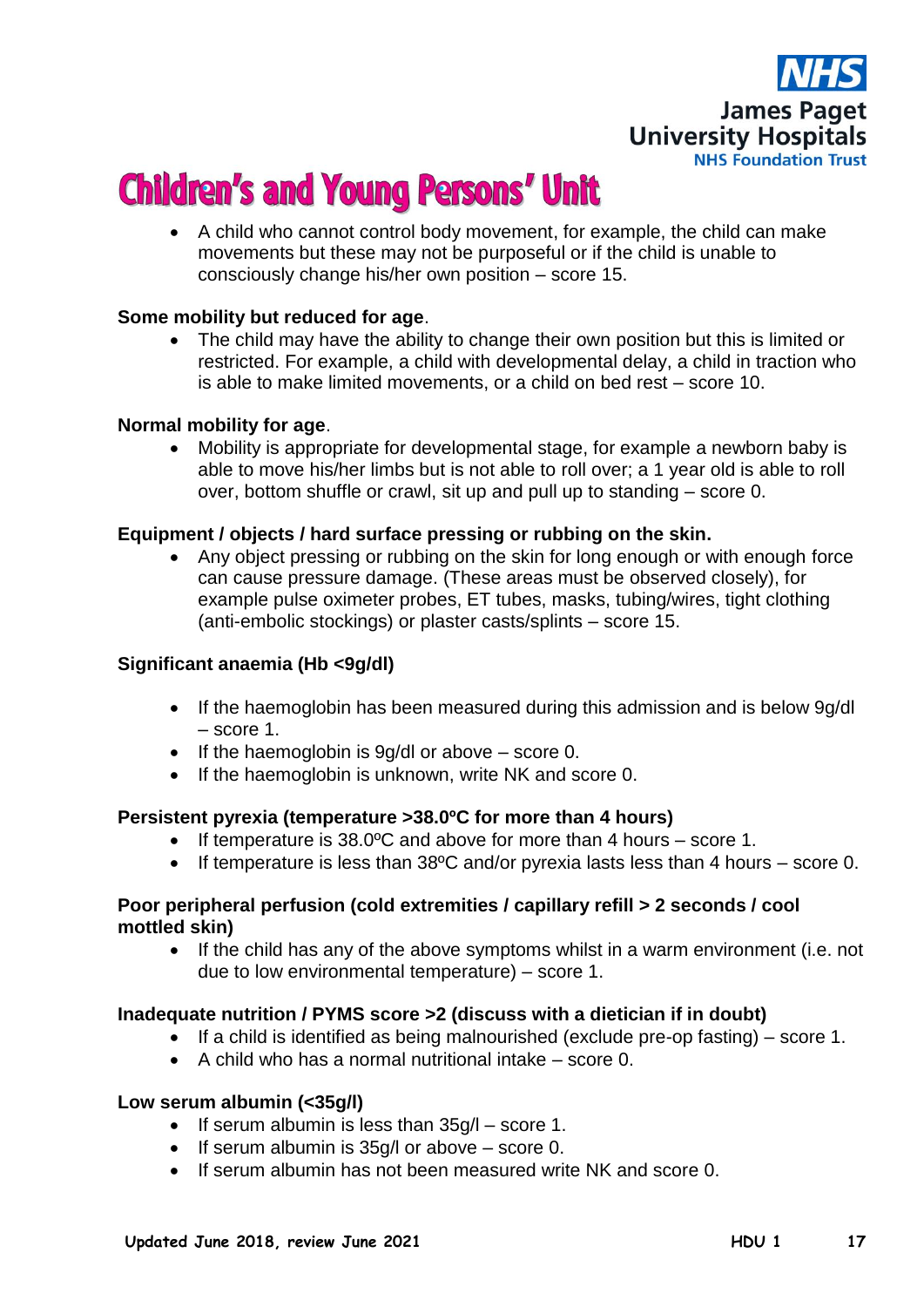- A child who cannot control body movement, for example, the child can make movements but these may not be purposeful or if the child is unable to consciously change his/her own position – score 15.

**Some mobility but reduced for age**.

- The child may have the ability to change their own position but this is limited or restricted. For example, a child with developmental delay, a child in traction who is able to make limited movements, or a child on bed rest – score 10.

**Normal mobility for age**.

- Mobility is appropriate for developmental stage, for example a newborn baby is able to move his/her limbs but is not able to roll over; a 1 year old is able to roll over, bottom shuffle or crawl, sit up and pull up to standing – score 0.

**Equipment / objects / hard surface pressing or rubbing on the skin.**

- Any object pressing or rubbing on the skin for long enough or with enough force can cause pressure damage. (These areas must be observed closely), for example pulse oximeter probes, ET tubes, masks, tubing/wires, tight clothing (anti-embolic stockings) or plaster casts/splints – score 15.

**Significant anaemia (Hb <9g/dl)**

- If the haemoglobin has been measured during this admission and is below 9g/dl – score 1.
- If the haemoglobin is 9g/dl or above – score 0.
- If the haemoglobin is unknown, write NK and score 0.

**Persistent pyrexia (temperature >38.0ºC for more than 4 hours)**

- If temperature is 38.0ºC and above for more than 4 hours – score 1.
- If temperature is less than 38ºC and/or pyrexia lasts less than 4 hours – score 0.

**Poor peripheral perfusion (cold extremities / capillary refill > 2 seconds / cool mottled skin)**

- If the child has any of the above symptoms whilst in a warm environment (i.e. not due to low environmental temperature) – score 1.

**Inadequate nutrition / PYMS score >2 (discuss with a dietician if in doubt)**

- If a child is identified as being malnourished (exclude pre-op fasting) – score 1.
- A child who has a normal nutritional intake – score 0.

**Low serum albumin (<35g/l)**

- If serum albumin is less than 35g/l – score 1.
- If serum albumin is 35g/l or above – score 0.
- If serum albumin has not been measured write NK and score 0.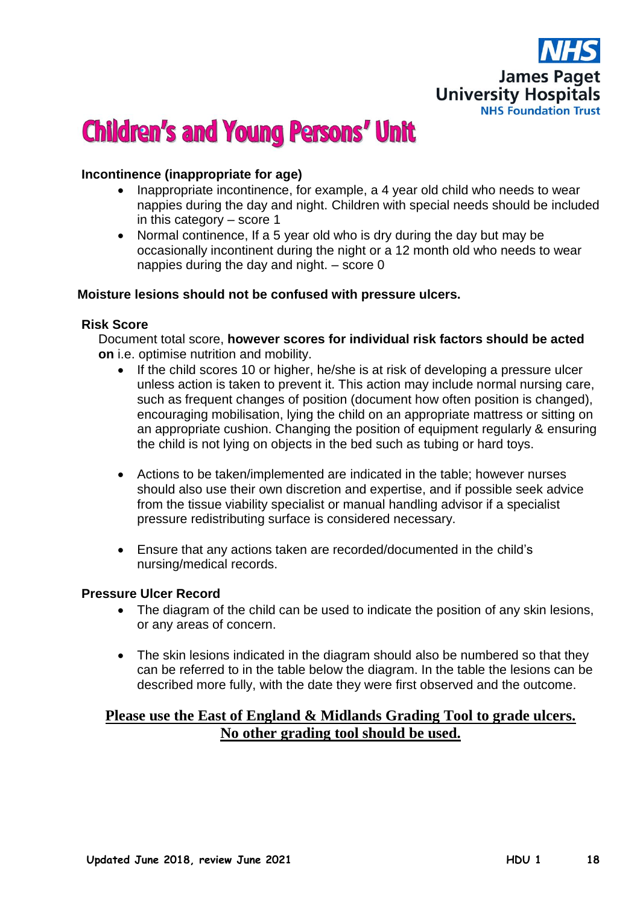# Children's and Young Persons' Unit

**Incontinence (inappropriate for age)**

- Inappropriate incontinence, for example, a 4 year old child who needs to wear nappies during the day and night. Children with special needs should be included in this category – score 1
- Normal continence, If a 5 year old who is dry during the day but may be occasionally incontinent during the night or a 12 month old who needs to wear nappies during the day and night. – score 0

**Moisture lesions should not be confused with pressure ulcers.**

**Risk Score**

Document total score, **however scores for individual risk factors should be acted on** i.e. optimise nutrition and mobility.

- If the child scores 10 or higher, he/she is at risk of developing a pressure ulcer unless action is taken to prevent it. This action may include normal nursing care, such as frequent changes of position (document how often position is changed), encouraging mobilisation, lying the child on an appropriate mattress or sitting on an appropriate cushion. Changing the position of equipment regularly & ensuring the child is not lying on objects in the bed such as tubing or hard toys.

- Actions to be taken/implemented are indicated in the table; however nurses should also use their own discretion and expertise, and if possible seek advice from the tissue viability specialist or manual handling advisor if a specialist pressure redistributing surface is considered necessary.

- Ensure that any actions taken are recorded/documented in the child's nursing/medical records.

**Pressure Ulcer Record**

- The diagram of the child can be used to indicate the position of any skin lesions, or any areas of concern.

- The skin lesions indicated in the diagram should also be numbered so that they can be referred to in the table below the diagram. In the table the lesions can be described more fully, with the date they were first observed and the outcome.

<u>**Please use the East of England & Midlands Grading Tool to grade ulcers. No other grading tool should be used.**</u>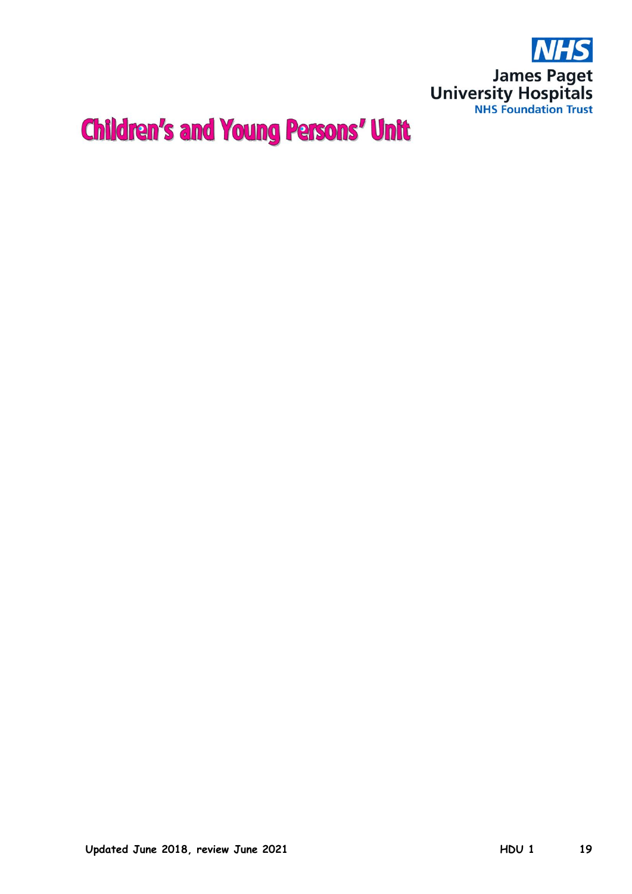# Children's and Young Persons' Unit